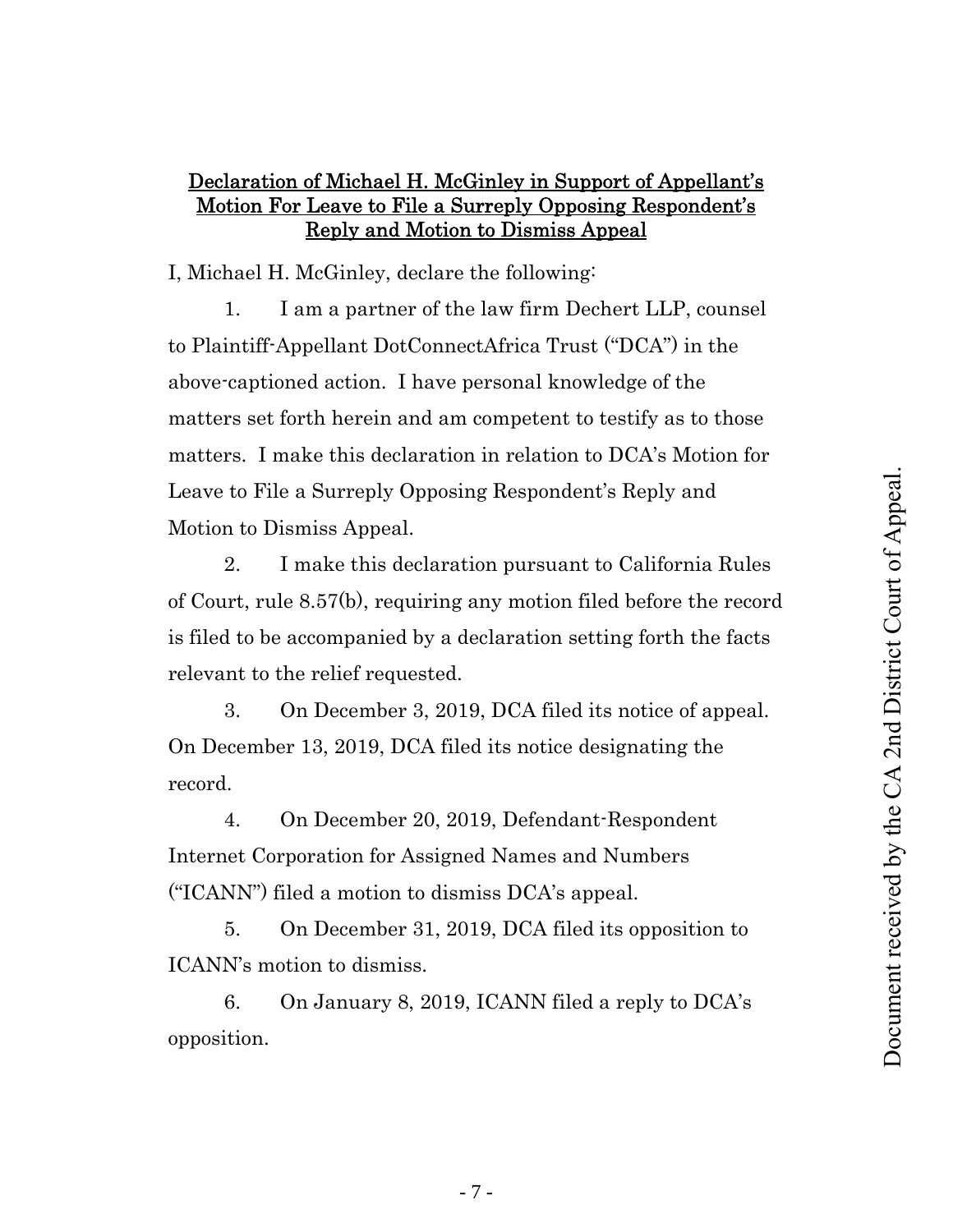## Declaration of Michael H. McGinley in Support of Appellant's Motion For Leave to File a Surreply Opposing Respondent's Reply and Motion to Dismiss Appeal

I, Michael H. McGinley, declare the following:

1. I am a partner of the law firm Dechert LLP, counsel to Plaintiff-Appellant DotConnectAfrica Trust ("DCA") in the above-captioned action. I have personal knowledge of the matters set forth herein and am competent to testify as to those matters. I make this declaration in relation to DCA's Motion for Leave to File a Surreply Opposing Respondent's Reply and Motion to Dismiss Appeal.

2. I make this declaration pursuant to California Rules of Court, rule 8.57(b), requiring any motion filed before the record is filed to be accompanied by a declaration setting forth the facts relevant to the relief requested.

3. On December 3, 2019, DCA filed its notice of appeal. On December 13, 2019, DCA filed its notice designating the record.

4. On December 20, 2019, Defendant-Respondent Internet Corporation for Assigned Names and Numbers ("ICANN") filed a motion to dismiss DCA's appeal.

5. On December 31, 2019, DCA filed its opposition to ICANN's motion to dismiss.

6. On January 8, 2019, ICANN filed a reply to DCA's opposition.

Document received by the CA 2nd District Court of Appeal.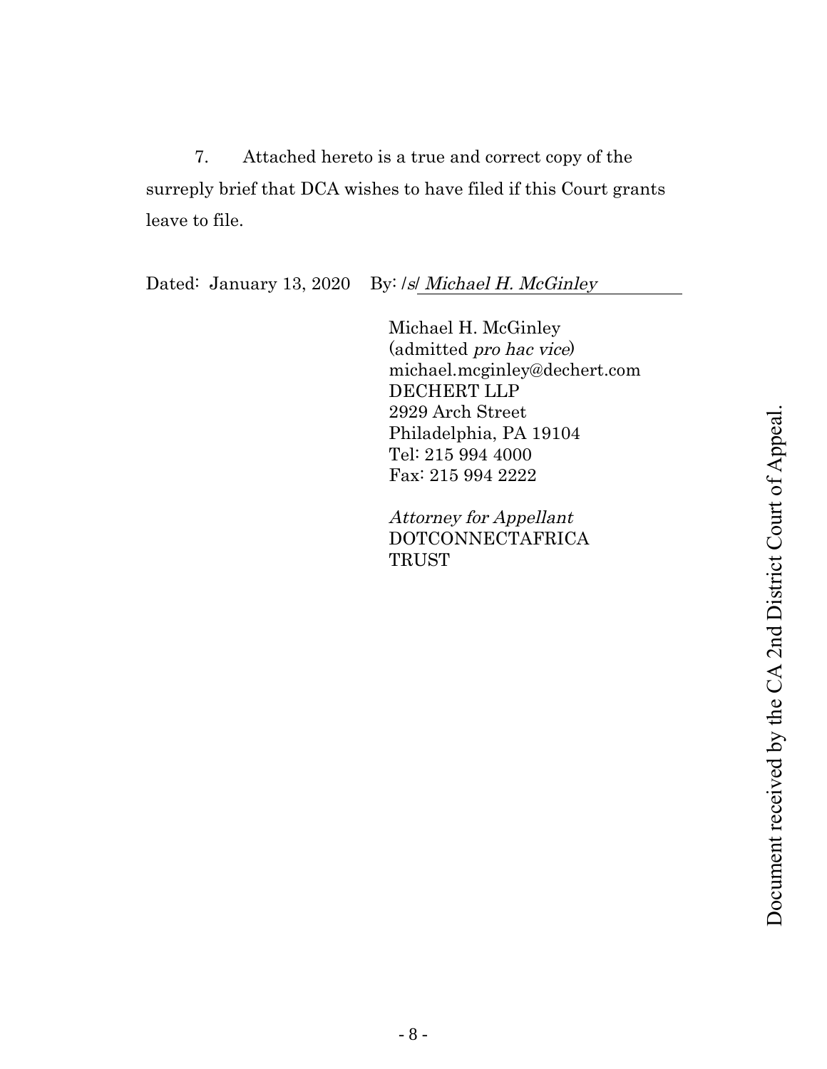7. Attached hereto is a true and correct copy of the surreply brief that DCA wishes to have filed if this Court grants leave to file.

Dated: January 13, 2020 By: /s/ *Michael H. McGinley*

Michael H. McGinley
(admitted *pro hac vice*)
michael.mcginley@dechert.com
DECHERT LLP
2929 Arch Street
Philadelphia, PA 19104
Tel: 215 994 4000
Fax: 215 994 2222

*Attorney for Appellant*
DOTCONNECTAFRICA
TRUST

Document received by the CA 2nd District Court of Appeal.